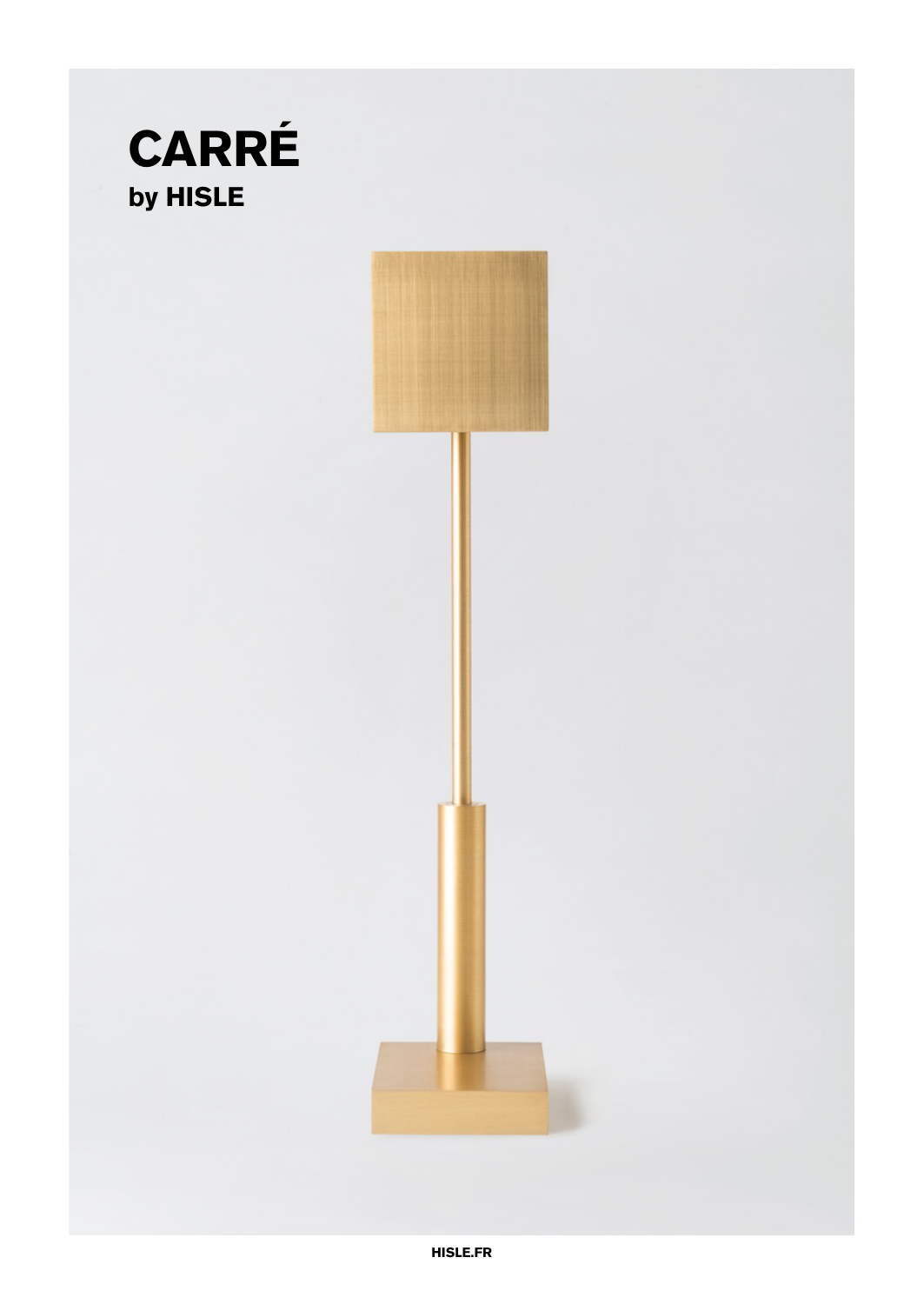# CARRÉ

## by HISLE

HISLE.FR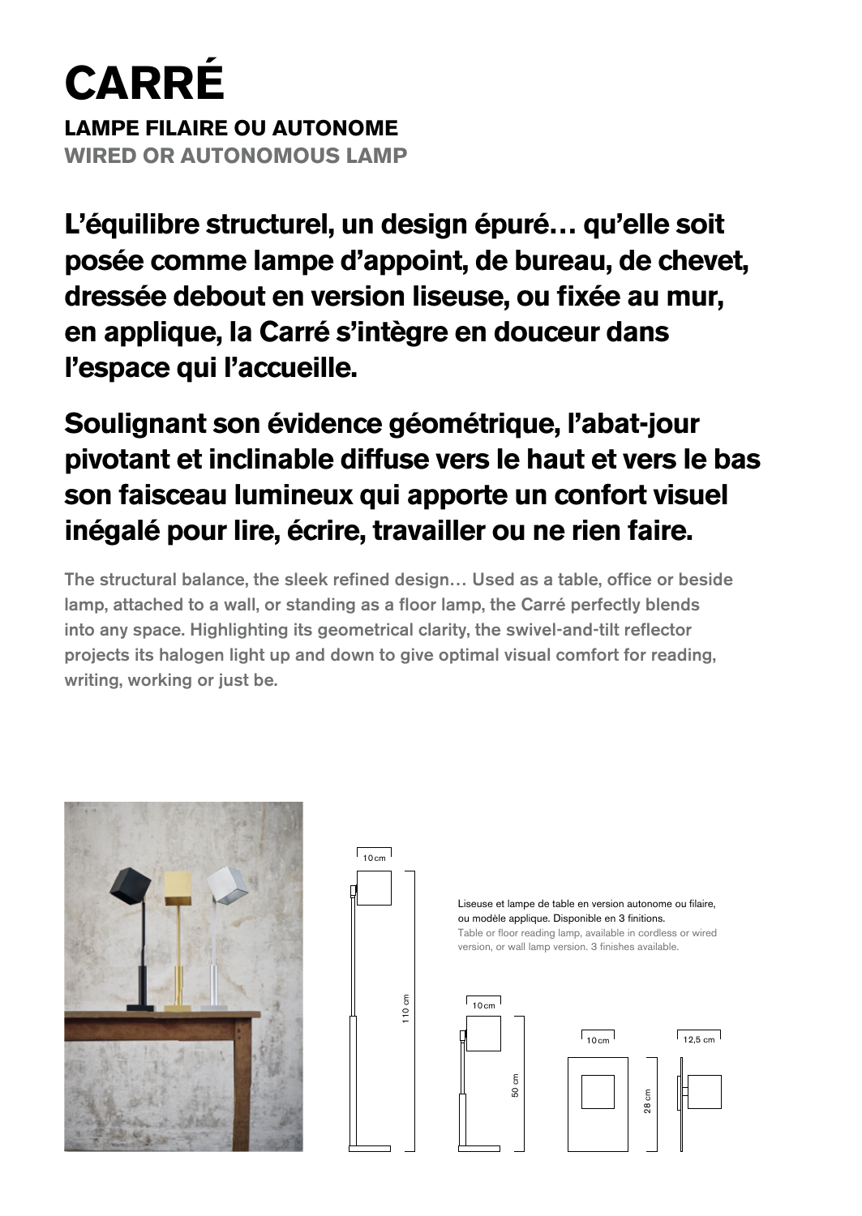# CARRÉ

**LAMPE FILAIRE OU AUTONOME**

**WIRED OR AUTONOMOUS LAMP**

## L'équilibre structurel, un design épuré… qu'elle soit posée comme lampe d'appoint, de bureau, de chevet, dressée debout en version liseuse, ou fixée au mur, en applique, la Carré s'intègre en douceur dans l'espace qui l'accueille.

## Soulignant son évidence géométrique, l'abat-jour pivotant et inclinable diffuse vers le haut et vers le bas son faisceau lumineux qui apporte un confort visuel inégalé pour lire, écrire, travailler ou ne rien faire.

The structural balance, the sleek refined design… Used as a table, office or beside lamp, attached to a wall, or standing as a floor lamp, the Carré perfectly blends into any space. Highlighting its geometrical clarity, the swivel-and-tilt reflector projects its halogen light up and down to give optimal visual comfort for reading, writing, working or just be.

10 cm

110 cm

Liseuse et lampe de table en version autonome ou filaire, ou modèle applique. Disponible en 3 finitions.

Table or floor reading lamp, available in cordless or wired version, or wall lamp version. 3 finishes available.

10 cm

50 cm

10 cm

28 cm

12,5 cm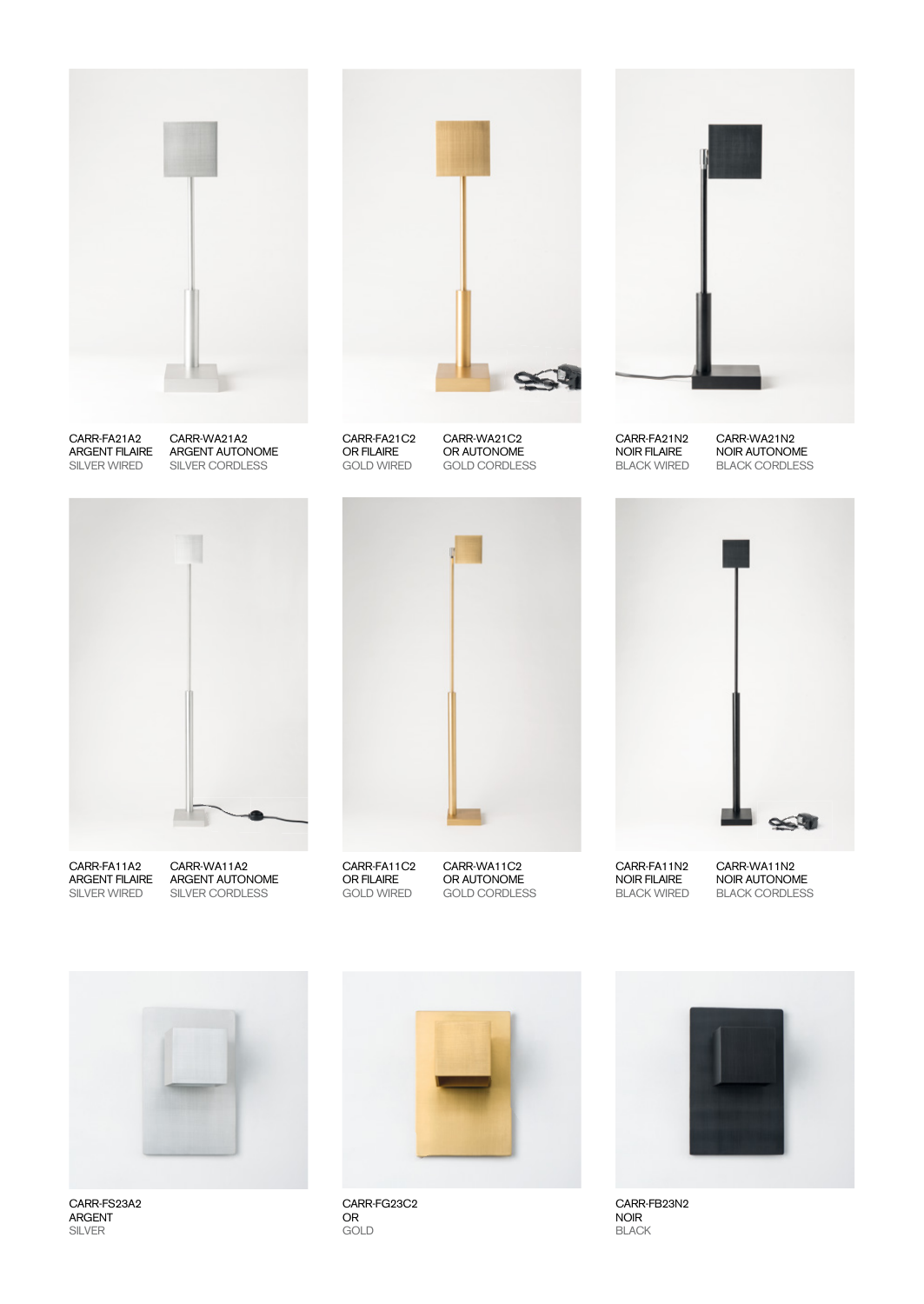CARR-FA21A2
ARGENT FILAIRE
SILVER WIRED

CARR-WA21A2
ARGENT AUTONOME
SILVER CORDLESS

CARR-FA21C2
OR FILAIRE
GOLD WIRED

CARR-WA21C2
OR AUTONOME
GOLD CORDLESS

CARR-FA21N2
NOIR FILAIRE
BLACK WIRED

CARR-WA21N2
NOIR AUTONOME
BLACK CORDLESS

CARR-FA11A2
ARGENT FILAIRE
SILVER WIRED

CARR-WA11A2
ARGENT AUTONOME
SILVER CORDLESS

CARR-FA11C2
OR FILAIRE
GOLD WIRED

CARR-WA11C2
OR AUTONOME
GOLD CORDLESS

CARR-FA11N2
NOIR FILAIRE
BLACK WIRED

CARR-WA11N2
NOIR AUTONOME
BLACK CORDLESS

CARR-FS23A2
ARGENT
SILVER

CARR-FG23C2
OR
GOLD

CARR-FB23N2
NOIR
BLACK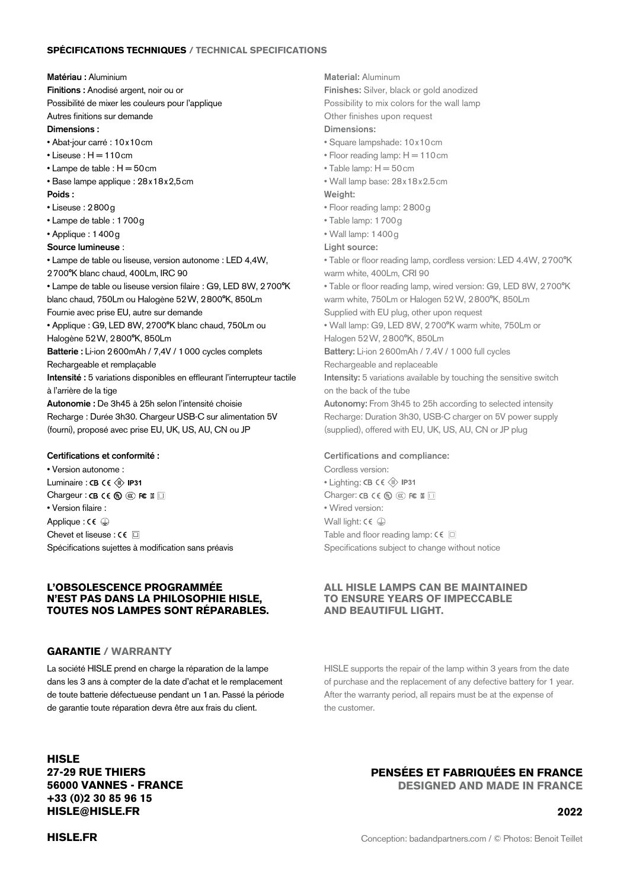## SPÉCIFICATIONS TECHNIQUES / TECHNICAL SPECIFICATIONS

**Matériau :** Aluminium
**Finitions :** Anodisé argent, noir ou or
Possibilité de mixer les couleurs pour l'applique
Autres finitions sur demande
**Dimensions :**
- Abat-jour carré : 10 x 10 cm
- Liseuse : H = 110 cm
- Lampe de table : H = 50 cm
- Base lampe applique : 28 x 18 x 2,5 cm

**Poids :**
- Liseuse : 2 800 g
- Lampe de table : 1 700 g
- Applique : 1 400 g

**Source lumineuse** :
- Lampe de table ou liseuse, version autonome : LED 4,4W, 2 700°K blanc chaud, 400Lm, IRC 90
- Lampe de table ou liseuse version filaire : G9, LED 8W, 2 700°K blanc chaud, 750Lm ou Halogène 52 W, 2 800°K, 850Lm
Fournie avec prise EU, autre sur demande
- Applique : G9, LED 8W, 2700°K blanc chaud, 750Lm ou Halogène 52 W, 2 800°K, 850Lm

**Batterie :** Li-ion 2 600mAh / 7,4V / 1 000 cycles complets
Rechargeable et remplaçable
**Intensité :** 5 variations disponibles en effleurant l'interrupteur tactile à l'arrière de la tige
**Autonomie :** De 3h45 à 25h selon l'intensité choisie
Recharge : Durée 3h30. Chargeur USB-C sur alimentation 5V (fourni), proposé avec prise EU, UK, US, AU, CN ou JP

**Certifications et conformité :**
- Version autonome :

Luminaire : CB CE IP31
Chargeur : CB CE FC
- Version filaire :

Applique : CE
Chevet et liseuse : CE
Spécifications sujettes à modification sans préavis

**Material:** Aluminum
**Finishes:** Silver, black or gold anodized
Possibility to mix colors for the wall lamp
Other finishes upon request
**Dimensions:**
- Square lampshade: 10 x 10 cm
- Floor reading lamp: H = 110 cm
- Table lamp: H = 50 cm
- Wall lamp base: 28 x 18 x 2.5 cm

**Weight:**
- Floor reading lamp: 2 800 g
- Table lamp: 1 700 g
- Wall lamp: 1 400 g

**Light source:**
- Table or floor reading lamp, cordless version: LED 4.4W, 2 700°K warm white, 400Lm, CRI 90
- Table or floor reading lamp, wired version: G9, LED 8W, 2 700°K warm white, 750Lm or Halogen 52 W, 2 800°K, 850Lm
Supplied with EU plug, other upon request
- Wall lamp: G9, LED 8W, 2 700°K warm white, 750Lm or Halogen 52 W, 2 800°K, 850Lm

**Battery:** Li-ion 2 600mAh / 7.4V / 1 000 full cycles
Rechargeable and replaceable
**Intensity:** 5 variations available by touching the sensitive switch on the back of the tube
**Autonomy:** From 3h45 to 25h according to selected intensity
Recharge: Duration 3h30, USB-C charger on 5V power supply (supplied), offered with EU, UK, US, AU, CN or JP plug

**Certifications and compliance:**
Cordless version:
- Lighting: CB CE IP31

Charger: CB CE FC
- Wired version:

Wall light: CE
Table and floor reading lamp: CE
Specifications subject to change without notice

**L'OBSOLESCENCE PROGRAMMÉE N'EST PAS DANS LA PHILOSOPHIE HISLE, TOUTES NOS LAMPES SONT RÉPARABLES.**

**ALL HISLE LAMPS CAN BE MAINTAINED TO ENSURE YEARS OF IMPECCABLE AND BEAUTIFUL LIGHT.**

## GARANTIE / WARRANTY

La société HISLE prend en charge la réparation de la lampe dans les 3 ans à compter de la date d'achat et le remplacement de toute batterie défectueuse pendant un 1 an. Passé la période de garantie toute réparation devra être aux frais du client.

HISLE supports the repair of the lamp within 3 years from the date of purchase and the replacement of any defective battery for 1 year. After the warranty period, all repairs must be at the expense of the customer.

**HISLE**
**27-29 RUE THIERS**
**56000 VANNES - FRANCE**
**+33 (0)2 30 85 96 15**
**HISLE@HISLE.FR**

**HISLE.FR**

**PENSÉES ET FABRIQUÉES EN FRANCE**
**DESIGNED AND MADE IN FRANCE**

**2022**

Conception: badandpartners.com / © Photos: Benoit Teillet